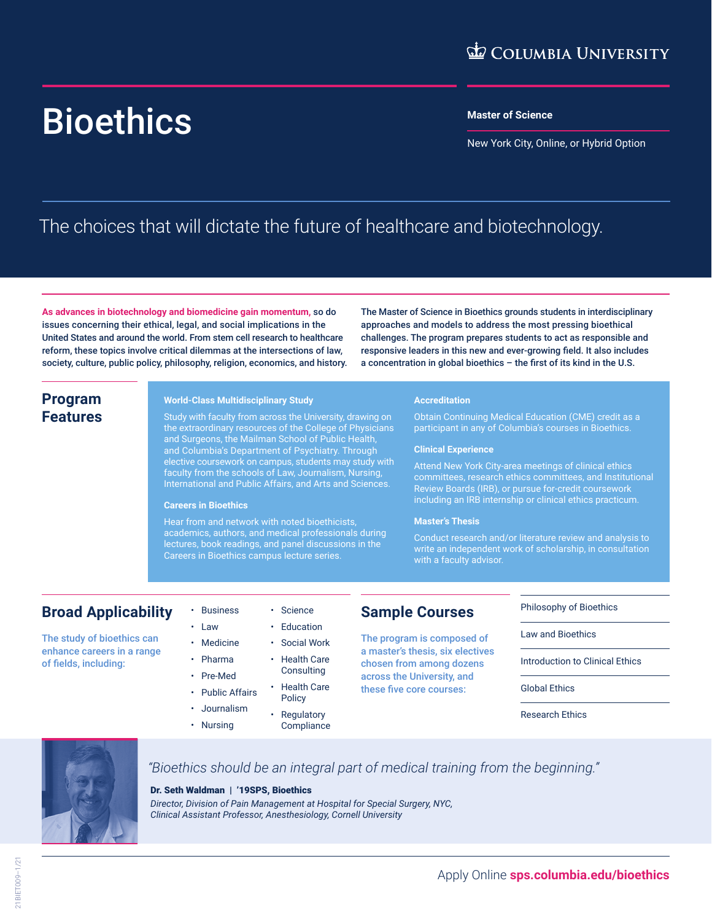COLUMBIA UNIVERSITY

# Bioethics

**Master of Science**

New York City, Online, or Hybrid Option

## The choices that will dictate the future of healthcare and biotechnology.

**As advances in biotechnology and biomedicine gain momentum, so do issues concerning their ethical, legal, and social implications in the United States and around the world. From stem cell research to healthcare reform, these topics involve critical dilemmas at the intersections of law, society, culture, public policy, philosophy, religion, economics, and history.**

**The Master of Science in Bioethics grounds students in interdisciplinary approaches and models to address the most pressing bioethical challenges. The program prepares students to act as responsible and responsive leaders in this new and ever-growing field. It also includes a concentration in global bioethics – the first of its kind in the U.S.**

## Program Features

### World-Class Multidisciplinary Study

Study with faculty from across the University, drawing on the extraordinary resources of the College of Physicians and Surgeons, the Mailman School of Public Health, and Columbia's Department of Psychiatry. Through elective coursework on campus, students may study with faculty from the schools of Law, Journalism, Nursing, International and Public Affairs, and Arts and Sciences.

### Careers in Bioethics

Hear from and network with noted bioethicists, academics, authors, and medical professionals during lectures, book readings, and panel discussions in the Careers in Bioethics campus lecture series.

### Accreditation

Obtain Continuing Medical Education (CME) credit as a participant in any of Columbia's courses in Bioethics.

### Clinical Experience

Attend New York City-area meetings of clinical ethics committees, research ethics committees, and Institutional Review Boards (IRB), or pursue for-credit coursework including an IRB internship or clinical ethics practicum.

### Master's Thesis

Conduct research and/or literature review and analysis to write an independent work of scholarship, in consultation with a faculty advisor.

## Broad Applicability

The study of bioethics can enhance careers in a range of fields, including:

- Business
- Law
- Medicine
- Pharma
- Pre-Med
- Public Affairs
- Journalism
- Nursing
- Science
- Education
- Social Work
- Health Care Consulting
- Health Care Policy
- Regulatory Compliance

## Sample Courses

The program is composed of a master's thesis, six electives chosen from among dozens across the University, and these five core courses:

- Philosophy of Bioethics
- Law and Bioethics
- Introduction to Clinical Ethics
- Global Ethics
- Research Ethics

*"Bioethics should be an integral part of medical training from the beginning."*

**Dr. Seth Waldman | '19SPS, Bioethics**
*Director, Division of Pain Management at Hospital for Special Surgery, NYC,*
*Clinical Assistant Professor, Anesthesiology, Cornell University*

Apply Online **sps.columbia.edu/bioethics**

21BIET009–1/21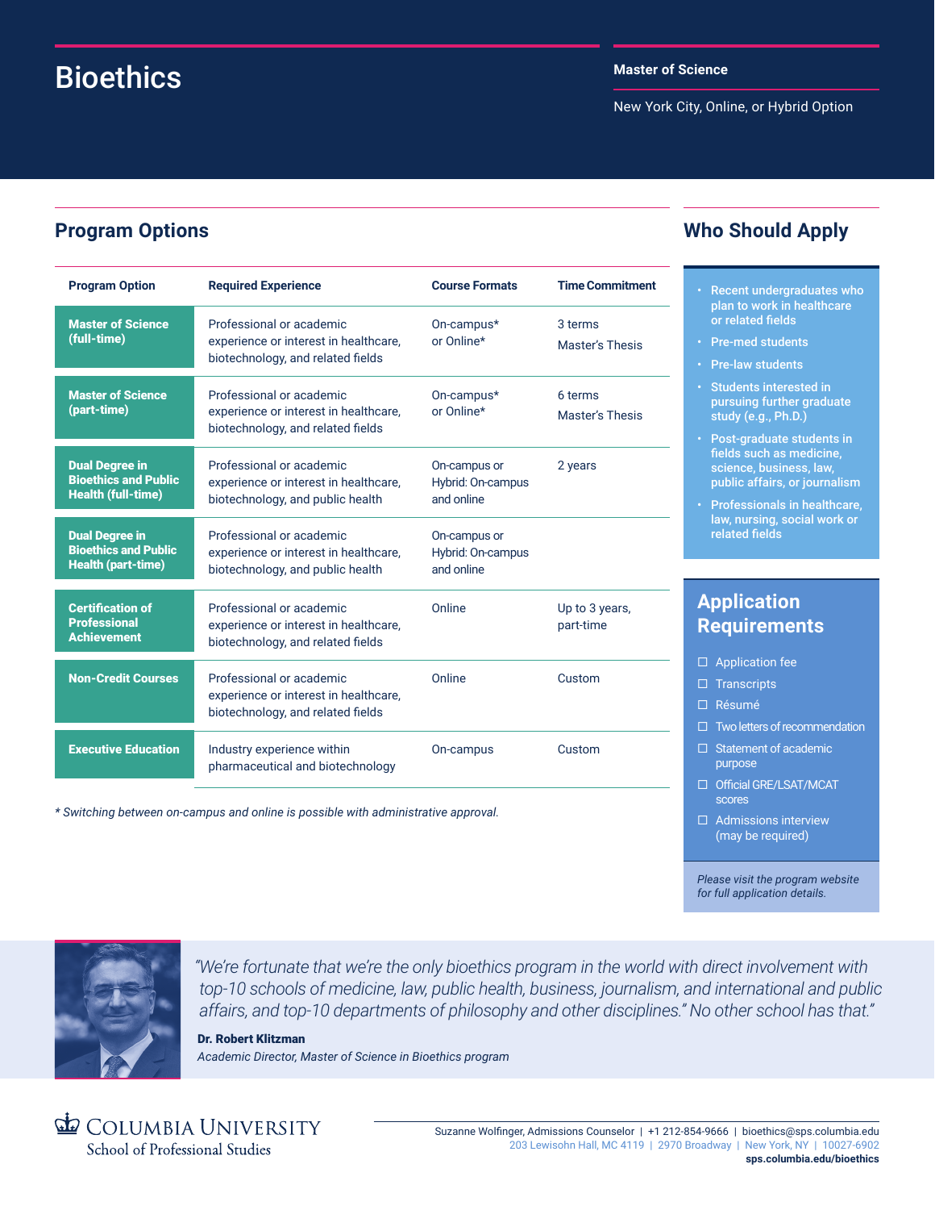# Bioethics

**Master of Science**

New York City, Online, or Hybrid Option

## Program Options

| Program Option | Required Experience | Course Formats | Time Commitment |
|---|---|---|---|
| **Master of Science (full-time)** | Professional or academic experience or interest in healthcare, biotechnology, and related fields | On-campus* or Online* | 3 terms<br>Master's Thesis |
| **Master of Science (part-time)** | Professional or academic experience or interest in healthcare, biotechnology, and related fields | On-campus* or Online* | 6 terms<br>Master's Thesis |
| **Dual Degree in Bioethics and Public Health (full-time)** | Professional or academic experience or interest in healthcare, biotechnology, and public health | On-campus or Hybrid: On-campus and online | 2 years |
| **Dual Degree in Bioethics and Public Health (part-time)** | Professional or academic experience or interest in healthcare, biotechnology, and public health | On-campus or Hybrid: On-campus and online | |
| **Certification of Professional Achievement** | Professional or academic experience or interest in healthcare, biotechnology, and related fields | Online | Up to 3 years, part-time |
| **Non-Credit Courses** | Professional or academic experience or interest in healthcare, biotechnology, and related fields | Online | Custom |
| **Executive Education** | Industry experience within pharmaceutical and biotechnology | On-campus | Custom |

*\* Switching between on-campus and online is possible with administrative approval.*

## Who Should Apply

- Recent undergraduates who plan to work in healthcare or related fields
- Pre-med students
- Pre-law students
- Students interested in pursuing further graduate study (e.g., Ph.D.)
- Post-graduate students in fields such as medicine, science, business, law, public affairs, or journalism
- Professionals in healthcare, law, nursing, social work or related fields

## Application Requirements

- ☐ Application fee
- ☐ Transcripts
- ☐ Résumé
- ☐ Two letters of recommendation
- ☐ Statement of academic purpose
- ☐ Official GRE/LSAT/MCAT scores
- ☐ Admissions interview (may be required)

*Please visit the program website for full application details.*

*"We're fortunate that we're the only bioethics program in the world with direct involvement with top-10 schools of medicine, law, public health, business, journalism, and international and public affairs, and top-10 departments of philosophy and other disciplines." No other school has that."*

**Dr. Robert Klitzman**
*Academic Director, Master of Science in Bioethics program*

Columbia University
School of Professional Studies

Suzanne Wolfinger, Admissions Counselor | +1 212-854-9666 | bioethics@sps.columbia.edu
203 Lewisohn Hall, MC 4119 | 2970 Broadway | New York, NY | 10027-6902
**sps.columbia.edu/bioethics**